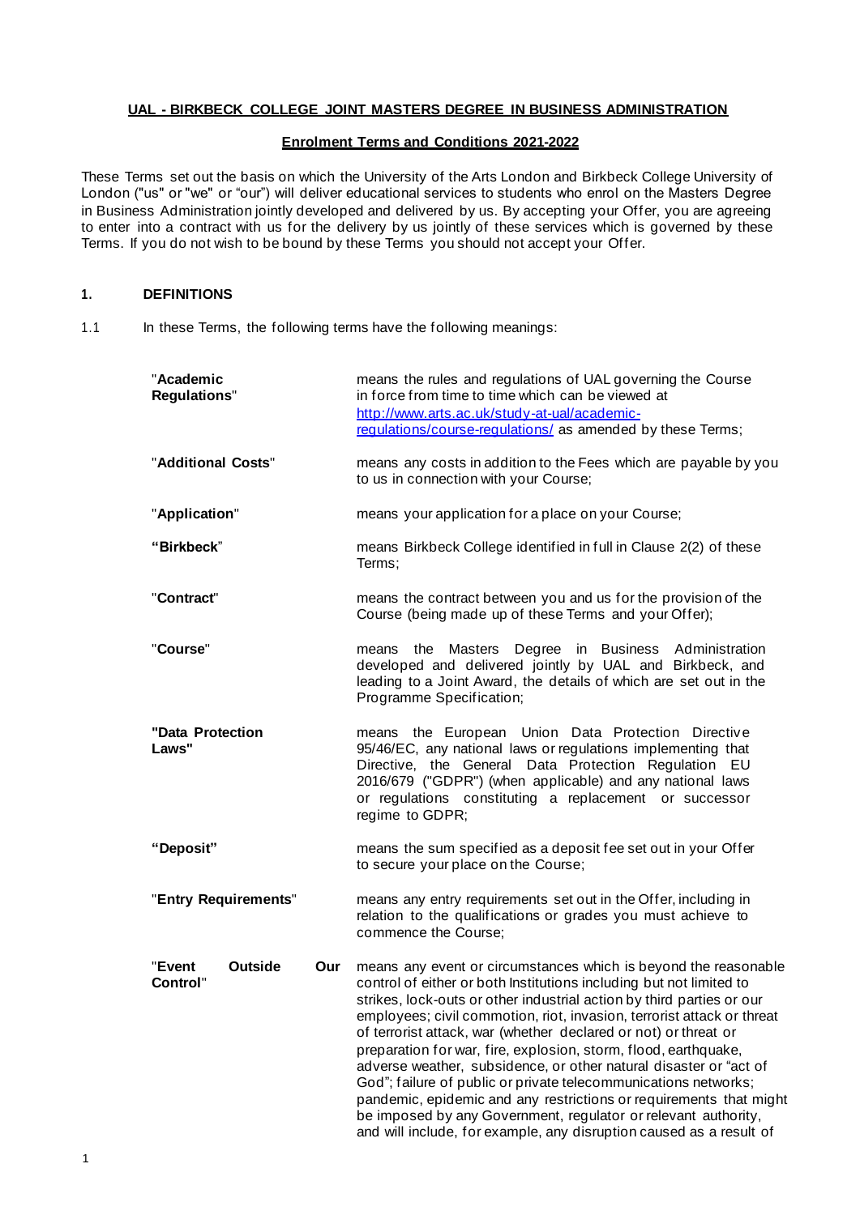**UAL - BIRKBECK COLLEGE JOINT MASTERS DEGREE IN BUSINESS ADMINISTRATION**

**Enrolment Terms and Conditions 2021-2022**

These Terms set out the basis on which the University of the Arts London and Birkbeck College University of London ("us" or "we" or "our") will deliver educational services to students who enrol on the Masters Degree in Business Administration jointly developed and delivered by us. By accepting your Offer, you are agreeing to enter into a contract with us for the delivery by us jointly of these services which is governed by these Terms. If you do not wish to be bound by these Terms you should not accept your Offer.

## 1. DEFINITIONS

1.1 In these Terms, the following terms have the following meanings:

| | |
|---|---|
| "**Academic Regulations**" | means the rules and regulations of UAL governing the Course in force from time to time which can be viewed at http://www.arts.ac.uk/study-at-ual/academic-regulations/course-regulations/ as amended by these Terms; |
| "**Additional Costs**" | means any costs in addition to the Fees which are payable by you to us in connection with your Course; |
| "**Application**" | means your application for a place on your Course; |
| **"Birkbeck"** | means Birkbeck College identified in full in Clause 2(2) of these Terms; |
| "**Contract**" | means the contract between you and us for the provision of the Course (being made up of these Terms and your Offer); |
| "**Course**" | means the Masters Degree in Business Administration developed and delivered jointly by UAL and Birkbeck, and leading to a Joint Award, the details of which are set out in the Programme Specification; |
| **"Data Protection Laws"** | means the European Union Data Protection Directive 95/46/EC, any national laws or regulations implementing that Directive, the General Data Protection Regulation EU 2016/679 ("GDPR") (when applicable) and any national laws or regulations constituting a replacement or successor regime to GDPR; |
| **"Deposit"** | means the sum specified as a deposit fee set out in your Offer to secure your place on the Course; |
| "**Entry Requirements**" | means any entry requirements set out in the Offer, including in relation to the qualifications or grades you must achieve to commence the Course; |
| "**Event Outside Our Control**" | means any event or circumstances which is beyond the reasonable control of either or both Institutions including but not limited to strikes, lock-outs or other industrial action by third parties or our employees; civil commotion, riot, invasion, terrorist attack or threat of terrorist attack, war (whether declared or not) or threat or preparation for war, fire, explosion, storm, flood, earthquake, adverse weather, subsidence, or other natural disaster or "act of God"; failure of public or private telecommunications networks; pandemic, epidemic and any restrictions or requirements that might be imposed by any Government, regulator or relevant authority, and will include, for example, any disruption caused as a result of |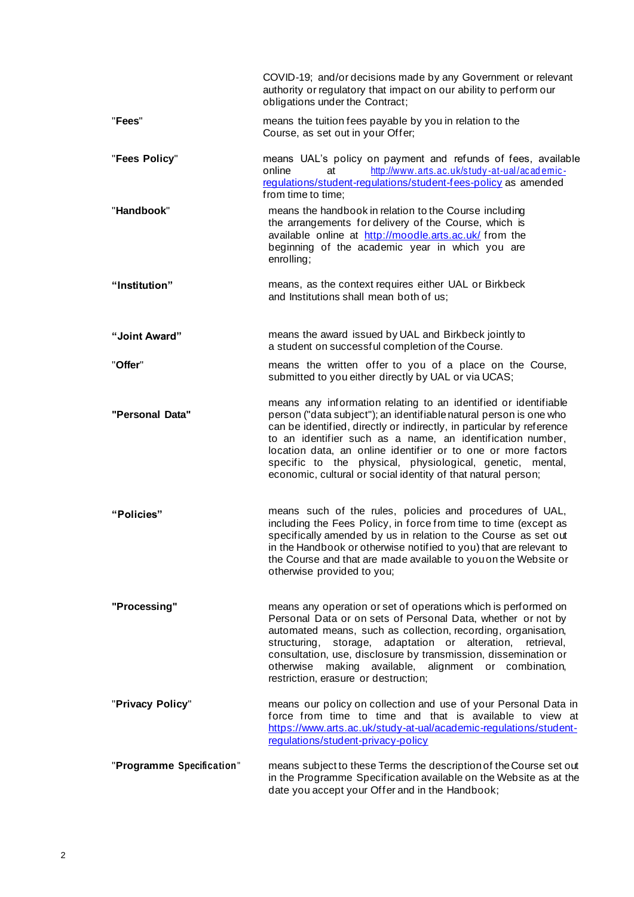| | |
|---|---|
| | COVID-19; and/or decisions made by any Government or relevant authority or regulatory that impact on our ability to perform our obligations under the Contract; |
| "**Fees**" | means the tuition fees payable by you in relation to the Course, as set out in your Offer; |
| "**Fees Policy**" | means UAL's policy on payment and refunds of fees, available online at http://www.arts.ac.uk/study-at-ual/academic-regulations/student-regulations/student-fees-policy as amended from time to time; |
| "**Handbook**" | means the handbook in relation to the Course including the arrangements for delivery of the Course, which is available online at http://moodle.arts.ac.uk/ from the beginning of the academic year in which you are enrolling; |
| **"Institution"** | means, as the context requires either UAL or Birkbeck and Institutions shall mean both of us; |
| **"Joint Award"** | means the award issued by UAL and Birkbeck jointly to a student on successful completion of the Course. |
| "**Offer**" | means the written offer to you of a place on the Course, submitted to you either directly by UAL or via UCAS; |
| **"Personal Data"** | means any information relating to an identified or identifiable person ("data subject"); an identifiable natural person is one who can be identified, directly or indirectly, in particular by reference to an identifier such as a name, an identification number, location data, an online identifier or to one or more factors specific to the physical, physiological, genetic, mental, economic, cultural or social identity of that natural person; |
| **"Policies"** | means such of the rules, policies and procedures of UAL, including the Fees Policy, in force from time to time (except as specifically amended by us in relation to the Course as set out in the Handbook or otherwise notified to you) that are relevant to the Course and that are made available to you on the Website or otherwise provided to you; |
| **"Processing"** | means any operation or set of operations which is performed on Personal Data or on sets of Personal Data, whether or not by automated means, such as collection, recording, organisation, structuring, storage, adaptation or alteration, retrieval, consultation, use, disclosure by transmission, dissemination or otherwise making available, alignment or combination, restriction, erasure or destruction; |
| "**Privacy Policy**" | means our policy on collection and use of your Personal Data in force from time to time and that is available to view at https://www.arts.ac.uk/study-at-ual/academic-regulations/student-regulations/student-privacy-policy |
| "**Programme Specification**" | means subject to these Terms the description of the Course set out in the Programme Specification available on the Website as at the date you accept your Offer and in the Handbook; |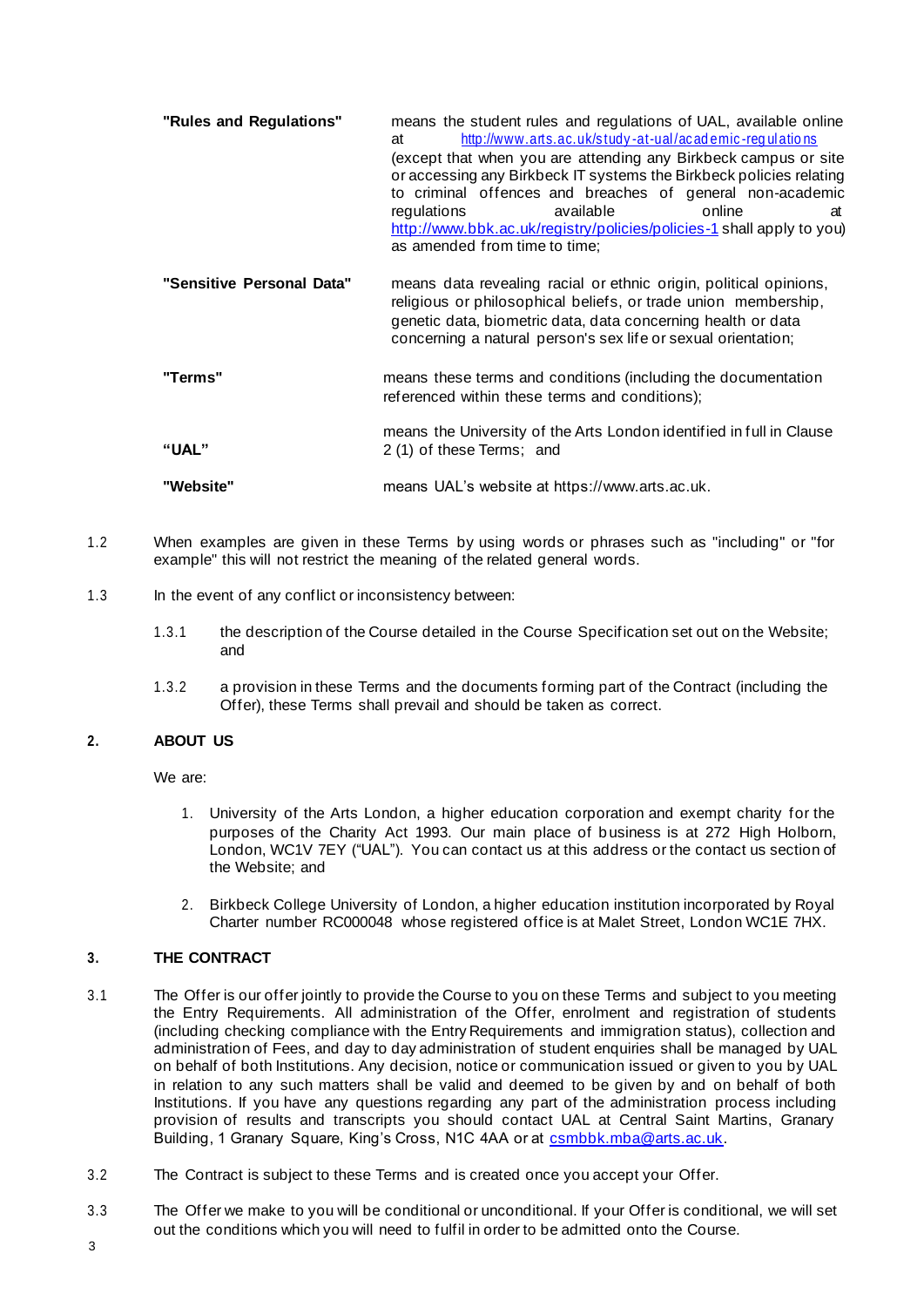| | |
|---|---|
| **"Rules and Regulations"** | means the student rules and regulations of UAL, available online at http://www.arts.ac.uk/study-at-ual/academic-regulations (except that when you are attending any Birkbeck campus or site or accessing any Birkbeck IT systems the Birkbeck policies relating to criminal offences and breaches of general non-academic regulations available online at http://www.bbk.ac.uk/registry/policies/policies-1 shall apply to you) as amended from time to time; |
| **"Sensitive Personal Data"** | means data revealing racial or ethnic origin, political opinions, religious or philosophical beliefs, or trade union membership, genetic data, biometric data, data concerning health or data concerning a natural person's sex life or sexual orientation; |
| **"Terms"** | means these terms and conditions (including the documentation referenced within these terms and conditions); |
| **"UAL"** | means the University of the Arts London identified in full in Clause 2 (1) of these Terms; and |
| **"Website"** | means UAL's website at https://www.arts.ac.uk. |

1.2 When examples are given in these Terms by using words or phrases such as "including" or "for example" this will not restrict the meaning of the related general words.

1.3 In the event of any conflict or inconsistency between:

1.3.1 the description of the Course detailed in the Course Specification set out on the Website; and

1.3.2 a provision in these Terms and the documents forming part of the Contract (including the Offer), these Terms shall prevail and should be taken as correct.

## 2. ABOUT US

We are:

1. University of the Arts London, a higher education corporation and exempt charity for the purposes of the Charity Act 1993. Our main place of business is at 272 High Holborn, London, WC1V 7EY ("UAL"). You can contact us at this address or the contact us section of the Website; and
2. Birkbeck College University of London, a higher education institution incorporated by Royal Charter number RC000048 whose registered office is at Malet Street, London WC1E 7HX.

## 3. THE CONTRACT

3.1 The Offer is our offer jointly to provide the Course to you on these Terms and subject to you meeting the Entry Requirements. All administration of the Offer, enrolment and registration of students (including checking compliance with the Entry Requirements and immigration status), collection and administration of Fees, and day to day administration of student enquiries shall be managed by UAL on behalf of both Institutions. Any decision, notice or communication issued or given to you by UAL in relation to any such matters shall be valid and deemed to be given by and on behalf of both Institutions. If you have any questions regarding any part of the administration process including provision of results and transcripts you should contact UAL at Central Saint Martins, Granary Building, 1 Granary Square, King's Cross, N1C 4AA or at csmbbk.mba@arts.ac.uk.

3.2 The Contract is subject to these Terms and is created once you accept your Offer.

3.3 The Offer we make to you will be conditional or unconditional. If your Offer is conditional, we will set out the conditions which you will need to fulfil in order to be admitted onto the Course.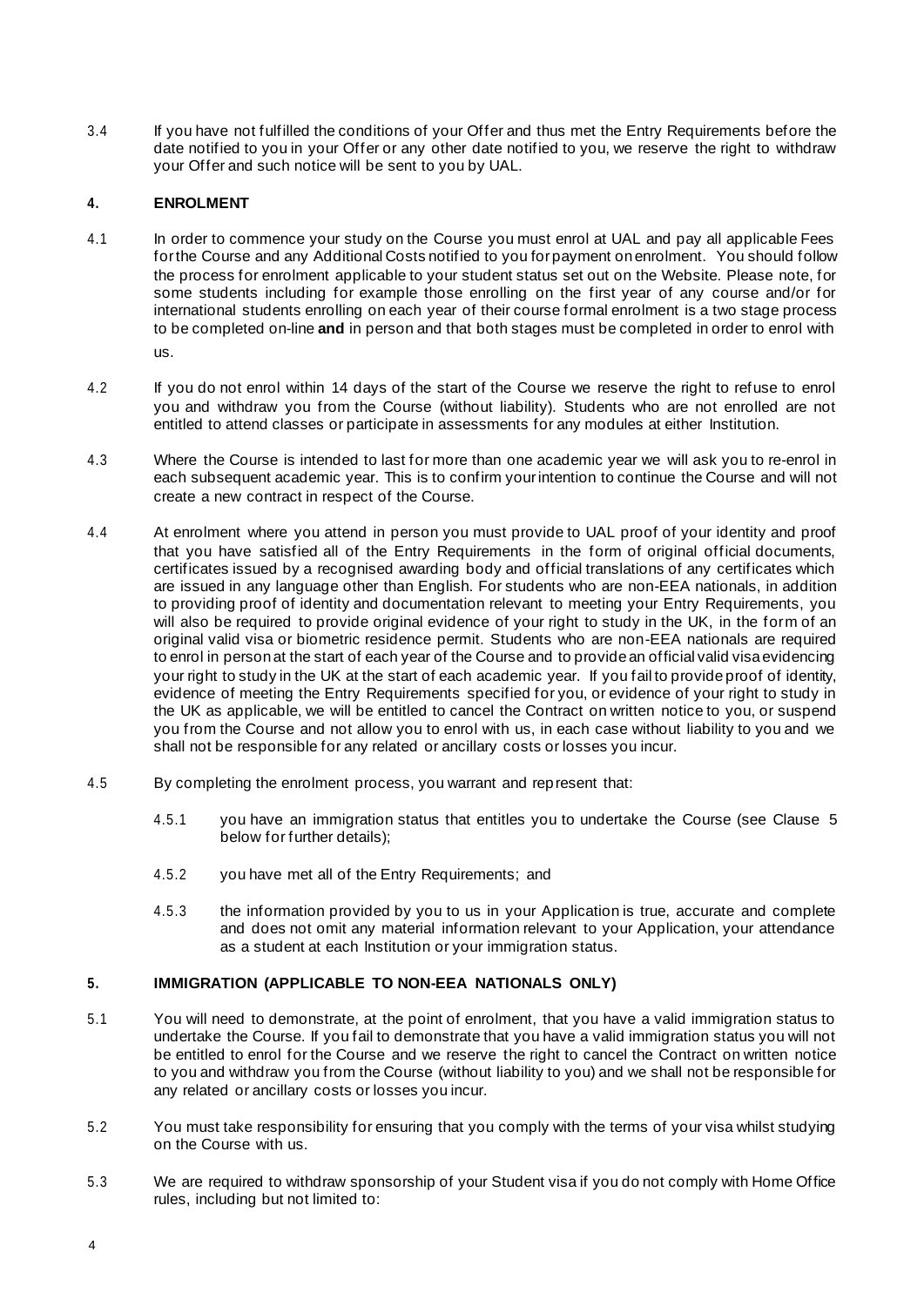3.4 If you have not fulfilled the conditions of your Offer and thus met the Entry Requirements before the date notified to you in your Offer or any other date notified to you, we reserve the right to withdraw your Offer and such notice will be sent to you by UAL.

## 4. ENROLMENT

4.1 In order to commence your study on the Course you must enrol at UAL and pay all applicable Fees for the Course and any Additional Costs notified to you for payment on enrolment. You should follow the process for enrolment applicable to your student status set out on the Website. Please note, for some students including for example those enrolling on the first year of any course and/or for international students enrolling on each year of their course formal enrolment is a two stage process to be completed on-line **and** in person and that both stages must be completed in order to enrol with us.

4.2 If you do not enrol within 14 days of the start of the Course we reserve the right to refuse to enrol you and withdraw you from the Course (without liability). Students who are not enrolled are not entitled to attend classes or participate in assessments for any modules at either Institution.

4.3 Where the Course is intended to last for more than one academic year we will ask you to re-enrol in each subsequent academic year. This is to confirm your intention to continue the Course and will not create a new contract in respect of the Course.

4.4 At enrolment where you attend in person you must provide to UAL proof of your identity and proof that you have satisfied all of the Entry Requirements in the form of original official documents, certificates issued by a recognised awarding body and official translations of any certificates which are issued in any language other than English. For students who are non-EEA nationals, in addition to providing proof of identity and documentation relevant to meeting your Entry Requirements, you will also be required to provide original evidence of your right to study in the UK, in the form of an original valid visa or biometric residence permit. Students who are non-EEA nationals are required to enrol in person at the start of each year of the Course and to provide an official valid visa evidencing your right to study in the UK at the start of each academic year. If you fail to provide proof of identity, evidence of meeting the Entry Requirements specified for you, or evidence of your right to study in the UK as applicable, we will be entitled to cancel the Contract on written notice to you, or suspend you from the Course and not allow you to enrol with us, in each case without liability to you and we shall not be responsible for any related or ancillary costs or losses you incur.

4.5 By completing the enrolment process, you warrant and represent that:

4.5.1 you have an immigration status that entitles you to undertake the Course (see Clause 5 below for further details);

4.5.2 you have met all of the Entry Requirements; and

4.5.3 the information provided by you to us in your Application is true, accurate and complete and does not omit any material information relevant to your Application, your attendance as a student at each Institution or your immigration status.

## 5. IMMIGRATION (APPLICABLE TO NON-EEA NATIONALS ONLY)

5.1 You will need to demonstrate, at the point of enrolment, that you have a valid immigration status to undertake the Course. If you fail to demonstrate that you have a valid immigration status you will not be entitled to enrol for the Course and we reserve the right to cancel the Contract on written notice to you and withdraw you from the Course (without liability to you) and we shall not be responsible for any related or ancillary costs or losses you incur.

5.2 You must take responsibility for ensuring that you comply with the terms of your visa whilst studying on the Course with us.

5.3 We are required to withdraw sponsorship of your Student visa if you do not comply with Home Office rules, including but not limited to: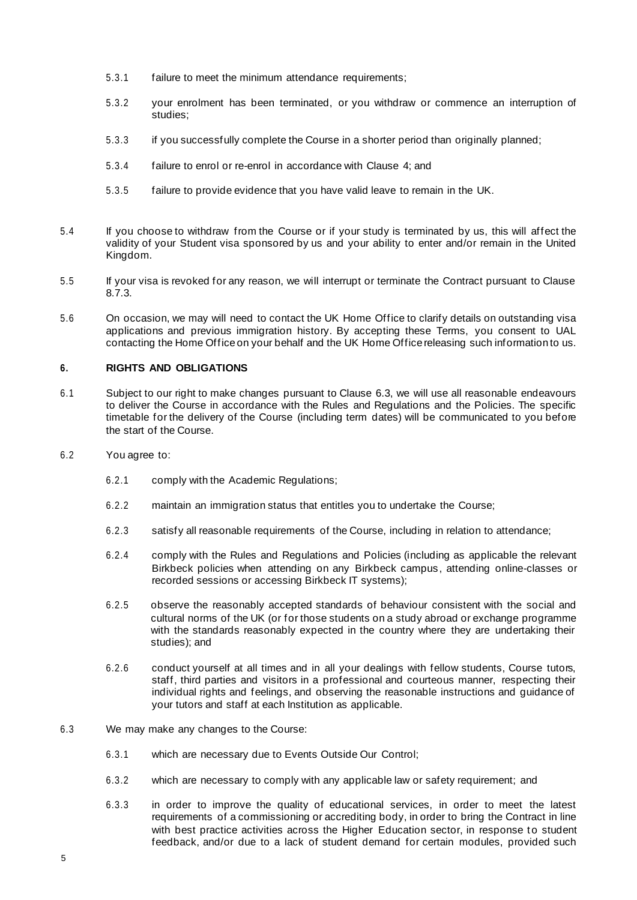5.3.1 failure to meet the minimum attendance requirements;

5.3.2 your enrolment has been terminated, or you withdraw or commence an interruption of studies;

5.3.3 if you successfully complete the Course in a shorter period than originally planned;

5.3.4 failure to enrol or re-enrol in accordance with Clause 4; and

5.3.5 failure to provide evidence that you have valid leave to remain in the UK.

5.4 If you choose to withdraw from the Course or if your study is terminated by us, this will affect the validity of your Student visa sponsored by us and your ability to enter and/or remain in the United Kingdom.

5.5 If your visa is revoked for any reason, we will interrupt or terminate the Contract pursuant to Clause 8.7.3.

5.6 On occasion, we may will need to contact the UK Home Office to clarify details on outstanding visa applications and previous immigration history. By accepting these Terms, you consent to UAL contacting the Home Office on your behalf and the UK Home Office releasing such information to us.

## 6. RIGHTS AND OBLIGATIONS

6.1 Subject to our right to make changes pursuant to Clause 6.3, we will use all reasonable endeavours to deliver the Course in accordance with the Rules and Regulations and the Policies. The specific timetable for the delivery of the Course (including term dates) will be communicated to you before the start of the Course.

6.2 You agree to:

6.2.1 comply with the Academic Regulations;

6.2.2 maintain an immigration status that entitles you to undertake the Course;

6.2.3 satisfy all reasonable requirements of the Course, including in relation to attendance;

6.2.4 comply with the Rules and Regulations and Policies (including as applicable the relevant Birkbeck policies when attending on any Birkbeck campus, attending online-classes or recorded sessions or accessing Birkbeck IT systems);

6.2.5 observe the reasonably accepted standards of behaviour consistent with the social and cultural norms of the UK (or for those students on a study abroad or exchange programme with the standards reasonably expected in the country where they are undertaking their studies); and

6.2.6 conduct yourself at all times and in all your dealings with fellow students, Course tutors, staff, third parties and visitors in a professional and courteous manner, respecting their individual rights and feelings, and observing the reasonable instructions and guidance of your tutors and staff at each Institution as applicable.

6.3 We may make any changes to the Course:

6.3.1 which are necessary due to Events Outside Our Control;

6.3.2 which are necessary to comply with any applicable law or safety requirement; and

6.3.3 in order to improve the quality of educational services, in order to meet the latest requirements of a commissioning or accrediting body, in order to bring the Contract in line with best practice activities across the Higher Education sector, in response to student feedback, and/or due to a lack of student demand for certain modules, provided such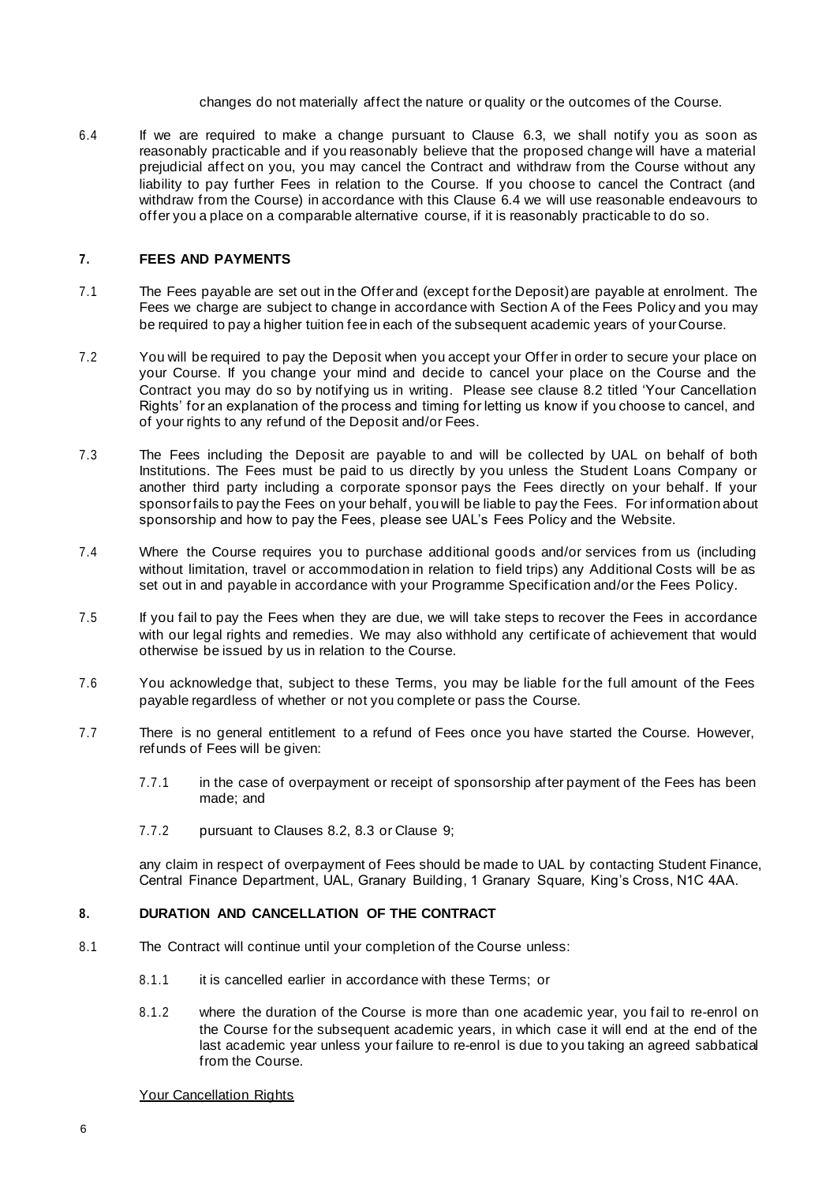changes do not materially affect the nature or quality or the outcomes of the Course.

6.4 If we are required to make a change pursuant to Clause 6.3, we shall notify you as soon as reasonably practicable and if you reasonably believe that the proposed change will have a material prejudicial affect on you, you may cancel the Contract and withdraw from the Course without any liability to pay further Fees in relation to the Course. If you choose to cancel the Contract (and withdraw from the Course) in accordance with this Clause 6.4 we will use reasonable endeavours to offer you a place on a comparable alternative course, if it is reasonably practicable to do so.

## 7. FEES AND PAYMENTS

7.1 The Fees payable are set out in the Offer and (except for the Deposit) are payable at enrolment. The Fees we charge are subject to change in accordance with Section A of the Fees Policy and you may be required to pay a higher tuition fee in each of the subsequent academic years of your Course.

7.2 You will be required to pay the Deposit when you accept your Offer in order to secure your place on your Course. If you change your mind and decide to cancel your place on the Course and the Contract you may do so by notifying us in writing. Please see clause 8.2 titled 'Your Cancellation Rights' for an explanation of the process and timing for letting us know if you choose to cancel, and of your rights to any refund of the Deposit and/or Fees.

7.3 The Fees including the Deposit are payable to and will be collected by UAL on behalf of both Institutions. The Fees must be paid to us directly by you unless the Student Loans Company or another third party including a corporate sponsor pays the Fees directly on your behalf. If your sponsor fails to pay the Fees on your behalf, you will be liable to pay the Fees. For information about sponsorship and how to pay the Fees, please see UAL's Fees Policy and the Website.

7.4 Where the Course requires you to purchase additional goods and/or services from us (including without limitation, travel or accommodation in relation to field trips) any Additional Costs will be as set out in and payable in accordance with your Programme Specification and/or the Fees Policy.

7.5 If you fail to pay the Fees when they are due, we will take steps to recover the Fees in accordance with our legal rights and remedies. We may also withhold any certificate of achievement that would otherwise be issued by us in relation to the Course.

7.6 You acknowledge that, subject to these Terms, you may be liable for the full amount of the Fees payable regardless of whether or not you complete or pass the Course.

7.7 There is no general entitlement to a refund of Fees once you have started the Course. However, refunds of Fees will be given:

- 7.7.1 in the case of overpayment or receipt of sponsorship after payment of the Fees has been made; and
- 7.7.2 pursuant to Clauses 8.2, 8.3 or Clause 9;

any claim in respect of overpayment of Fees should be made to UAL by contacting Student Finance, Central Finance Department, UAL, Granary Building, 1 Granary Square, King's Cross, N1C 4AA.

## 8. DURATION AND CANCELLATION OF THE CONTRACT

8.1 The Contract will continue until your completion of the Course unless:

- 8.1.1 it is cancelled earlier in accordance with these Terms; or
- 8.1.2 where the duration of the Course is more than one academic year, you fail to re-enrol on the Course for the subsequent academic years, in which case it will end at the end of the last academic year unless your failure to re-enrol is due to you taking an agreed sabbatical from the Course.

<u>Your Cancellation Rights</u>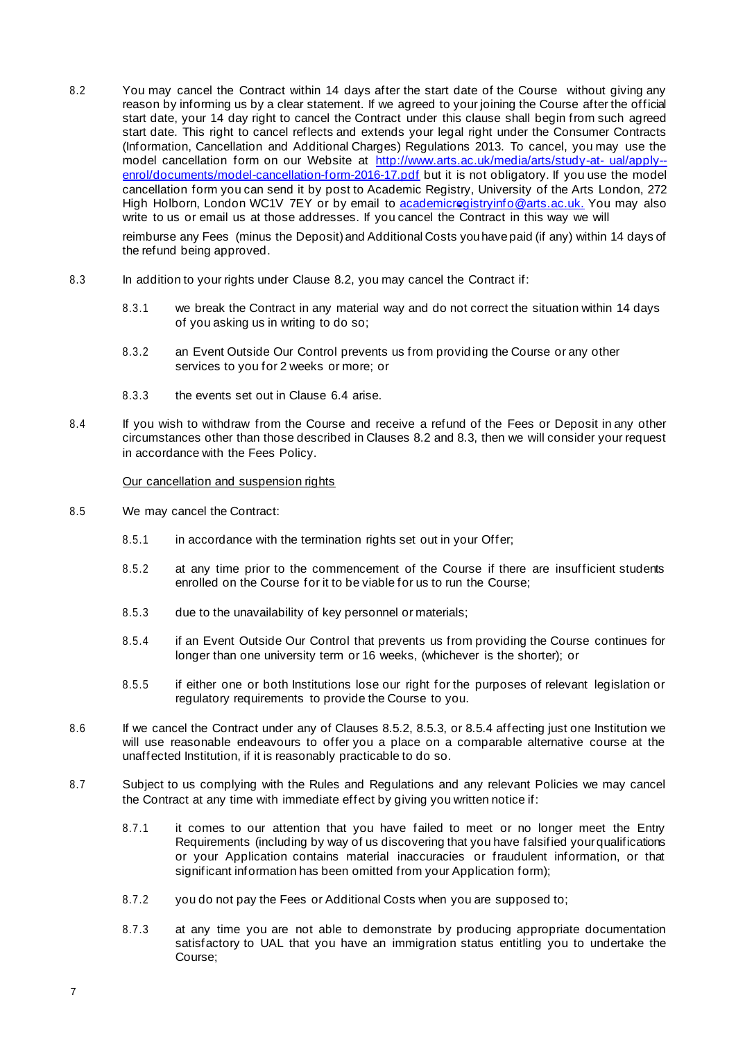8.2 You may cancel the Contract within 14 days after the start date of the Course without giving any reason by informing us by a clear statement. If we agreed to your joining the Course after the official start date, your 14 day right to cancel the Contract under this clause shall begin from such agreed start date. This right to cancel reflects and extends your legal right under the Consumer Contracts (Information, Cancellation and Additional Charges) Regulations 2013. To cancel, you may use the model cancellation form on our Website at [http://www.arts.ac.uk/media/arts/study-at- ual/apply--enrol/documents/model-cancellation-form-2016-17.pdf](http://www.arts.ac.uk/media/arts/study-at-ual/apply--enrol/documents/model-cancellation-form-2016-17.pdf) but it is not obligatory. If you use the model cancellation form you can send it by post to Academic Registry, University of the Arts London, 272 High Holborn, London WC1V 7EY or by email to [academicregistryinfo@arts.ac.uk.](mailto:academicregistryinfo@arts.ac.uk) You may also write to us or email us at those addresses. If you cancel the Contract in this way we will

reimburse any Fees (minus the Deposit) and Additional Costs you have paid (if any) within 14 days of the refund being approved.

8.3 In addition to your rights under Clause 8.2, you may cancel the Contract if:

8.3.1 we break the Contract in any material way and do not correct the situation within 14 days of you asking us in writing to do so;

8.3.2 an Event Outside Our Control prevents us from providing the Course or any other services to you for 2 weeks or more; or

8.3.3 the events set out in Clause 6.4 arise.

8.4 If you wish to withdraw from the Course and receive a refund of the Fees or Deposit in any other circumstances other than those described in Clauses 8.2 and 8.3, then we will consider your request in accordance with the Fees Policy.

<u>Our cancellation and suspension rights</u>

8.5 We may cancel the Contract:

8.5.1 in accordance with the termination rights set out in your Offer;

8.5.2 at any time prior to the commencement of the Course if there are insufficient students enrolled on the Course for it to be viable for us to run the Course;

8.5.3 due to the unavailability of key personnel or materials;

8.5.4 if an Event Outside Our Control that prevents us from providing the Course continues for longer than one university term or 16 weeks, (whichever is the shorter); or

8.5.5 if either one or both Institutions lose our right for the purposes of relevant legislation or regulatory requirements to provide the Course to you.

8.6 If we cancel the Contract under any of Clauses 8.5.2, 8.5.3, or 8.5.4 affecting just one Institution we will use reasonable endeavours to offer you a place on a comparable alternative course at the unaffected Institution, if it is reasonably practicable to do so.

8.7 Subject to us complying with the Rules and Regulations and any relevant Policies we may cancel the Contract at any time with immediate effect by giving you written notice if:

8.7.1 it comes to our attention that you have failed to meet or no longer meet the Entry Requirements (including by way of us discovering that you have falsified your qualifications or your Application contains material inaccuracies or fraudulent information, or that significant information has been omitted from your Application form);

8.7.2 you do not pay the Fees or Additional Costs when you are supposed to;

8.7.3 at any time you are not able to demonstrate by producing appropriate documentation satisfactory to UAL that you have an immigration status entitling you to undertake the Course;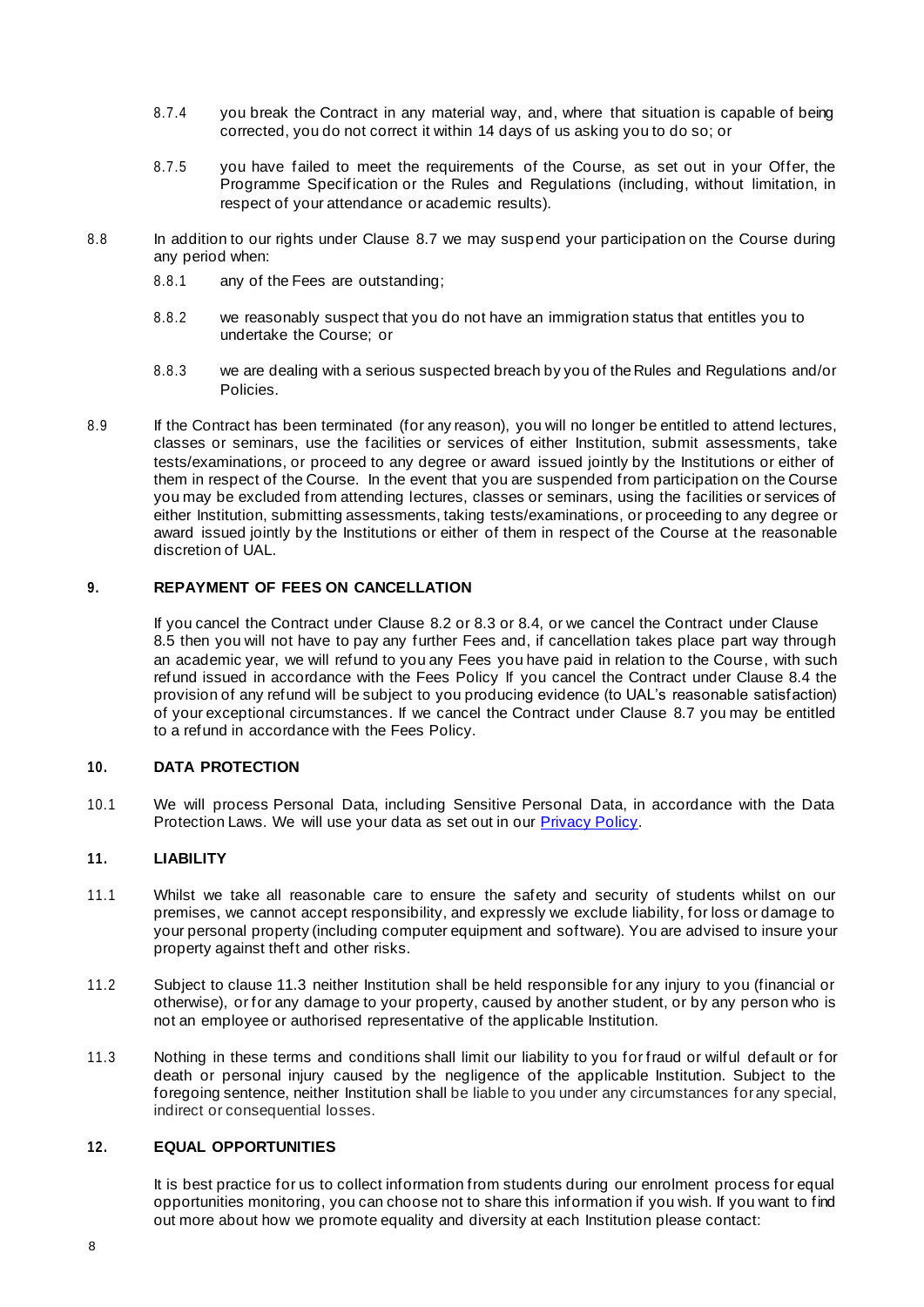8.7.4 you break the Contract in any material way, and, where that situation is capable of being corrected, you do not correct it within 14 days of us asking you to do so; or

8.7.5 you have failed to meet the requirements of the Course, as set out in your Offer, the Programme Specification or the Rules and Regulations (including, without limitation, in respect of your attendance or academic results).

8.8 In addition to our rights under Clause 8.7 we may suspend your participation on the Course during any period when:

8.8.1 any of the Fees are outstanding;

8.8.2 we reasonably suspect that you do not have an immigration status that entitles you to undertake the Course; or

8.8.3 we are dealing with a serious suspected breach by you of the Rules and Regulations and/or Policies.

8.9 If the Contract has been terminated (for any reason), you will no longer be entitled to attend lectures, classes or seminars, use the facilities or services of either Institution, submit assessments, take tests/examinations, or proceed to any degree or award issued jointly by the Institutions or either of them in respect of the Course. In the event that you are suspended from participation on the Course you may be excluded from attending lectures, classes or seminars, using the facilities or services of either Institution, submitting assessments, taking tests/examinations, or proceeding to any degree or award issued jointly by the Institutions or either of them in respect of the Course at the reasonable discretion of UAL.

## 9. REPAYMENT OF FEES ON CANCELLATION

If you cancel the Contract under Clause 8.2 or 8.3 or 8.4, or we cancel the Contract under Clause 8.5 then you will not have to pay any further Fees and, if cancellation takes place part way through an academic year, we will refund to you any Fees you have paid in relation to the Course, with such refund issued in accordance with the Fees Policy If you cancel the Contract under Clause 8.4 the provision of any refund will be subject to you producing evidence (to UAL's reasonable satisfaction) of your exceptional circumstances. If we cancel the Contract under Clause 8.7 you may be entitled to a refund in accordance with the Fees Policy.

## 10. DATA PROTECTION

10.1 We will process Personal Data, including Sensitive Personal Data, in accordance with the Data Protection Laws. We will use your data as set out in our Privacy Policy.

## 11. LIABILITY

11.1 Whilst we take all reasonable care to ensure the safety and security of students whilst on our premises, we cannot accept responsibility, and expressly we exclude liability, for loss or damage to your personal property (including computer equipment and software). You are advised to insure your property against theft and other risks.

11.2 Subject to clause 11.3 neither Institution shall be held responsible for any injury to you (financial or otherwise), or for any damage to your property, caused by another student, or by any person who is not an employee or authorised representative of the applicable Institution.

11.3 Nothing in these terms and conditions shall limit our liability to you for fraud or wilful default or for death or personal injury caused by the negligence of the applicable Institution. Subject to the foregoing sentence, neither Institution shall be liable to you under any circumstances for any special, indirect or consequential losses.

## 12. EQUAL OPPORTUNITIES

It is best practice for us to collect information from students during our enrolment process for equal opportunities monitoring, you can choose not to share this information if you wish. If you want to find out more about how we promote equality and diversity at each Institution please contact: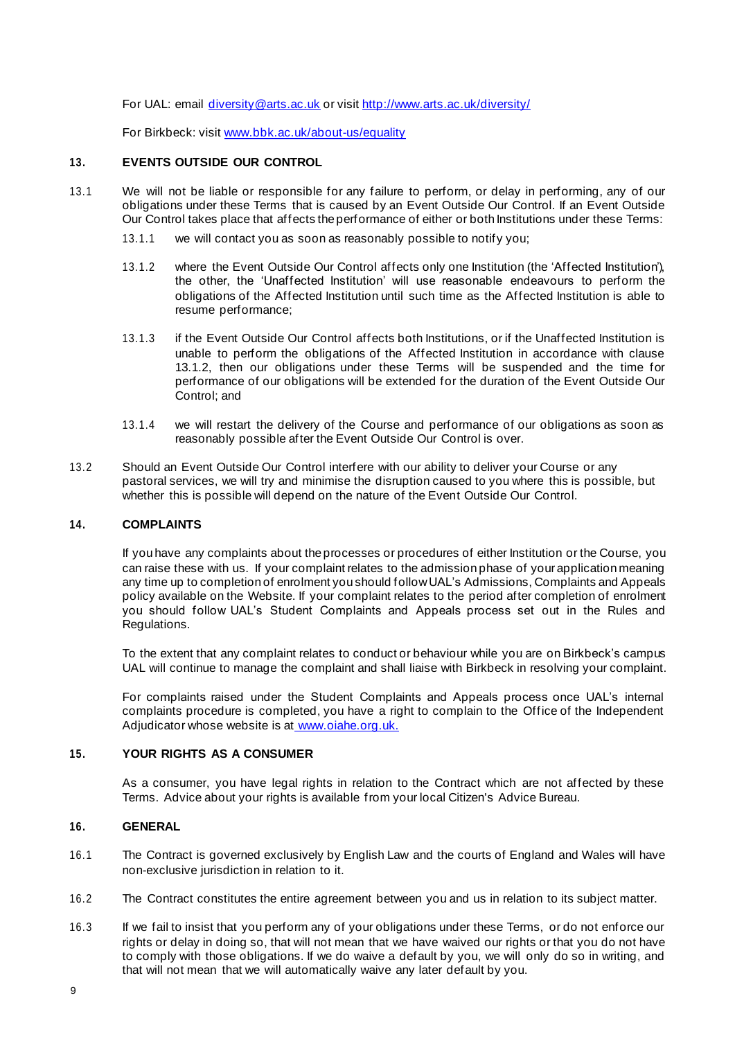For UAL: email [diversity@arts.ac.uk](mailto:diversity@arts.ac.uk) or visit [http://www.arts.ac.uk/diversity/](http://www.arts.ac.uk/diversity/)

For Birkbeck: visit [www.bbk.ac.uk/about-us/equality](http://www.bbk.ac.uk/about-us/equality)

## 13. EVENTS OUTSIDE OUR CONTROL

13.1 We will not be liable or responsible for any failure to perform, or delay in performing, any of our obligations under these Terms that is caused by an Event Outside Our Control. If an Event Outside Our Control takes place that affects the performance of either or both Institutions under these Terms:

13.1.1 we will contact you as soon as reasonably possible to notify you;

13.1.2 where the Event Outside Our Control affects only one Institution (the 'Affected Institution'), the other, the 'Unaffected Institution' will use reasonable endeavours to perform the obligations of the Affected Institution until such time as the Affected Institution is able to resume performance;

13.1.3 if the Event Outside Our Control affects both Institutions, or if the Unaffected Institution is unable to perform the obligations of the Affected Institution in accordance with clause 13.1.2, then our obligations under these Terms will be suspended and the time for performance of our obligations will be extended for the duration of the Event Outside Our Control; and

13.1.4 we will restart the delivery of the Course and performance of our obligations as soon as reasonably possible after the Event Outside Our Control is over.

13.2 Should an Event Outside Our Control interfere with our ability to deliver your Course or any pastoral services, we will try and minimise the disruption caused to you where this is possible, but whether this is possible will depend on the nature of the Event Outside Our Control.

## 14. COMPLAINTS

If you have any complaints about the processes or procedures of either Institution or the Course, you can raise these with us. If your complaint relates to the admission phase of your application meaning any time up to completion of enrolment you should follow UAL's Admissions, Complaints and Appeals policy available on the Website. If your complaint relates to the period after completion of enrolment you should follow UAL's Student Complaints and Appeals process set out in the Rules and Regulations.

To the extent that any complaint relates to conduct or behaviour while you are on Birkbeck's campus UAL will continue to manage the complaint and shall liaise with Birkbeck in resolving your complaint.

For complaints raised under the Student Complaints and Appeals process once UAL's internal complaints procedure is completed, you have a right to complain to the Office of the Independent Adjudicator whose website is at [www.oiahe.org.uk.](http://www.oiahe.org.uk)

## 15. YOUR RIGHTS AS A CONSUMER

As a consumer, you have legal rights in relation to the Contract which are not affected by these Terms. Advice about your rights is available from your local Citizen's Advice Bureau.

## 16. GENERAL

16.1 The Contract is governed exclusively by English Law and the courts of England and Wales will have non-exclusive jurisdiction in relation to it.

16.2 The Contract constitutes the entire agreement between you and us in relation to its subject matter.

16.3 If we fail to insist that you perform any of your obligations under these Terms, or do not enforce our rights or delay in doing so, that will not mean that we have waived our rights or that you do not have to comply with those obligations. If we do waive a default by you, we will only do so in writing, and that will not mean that we will automatically waive any later default by you.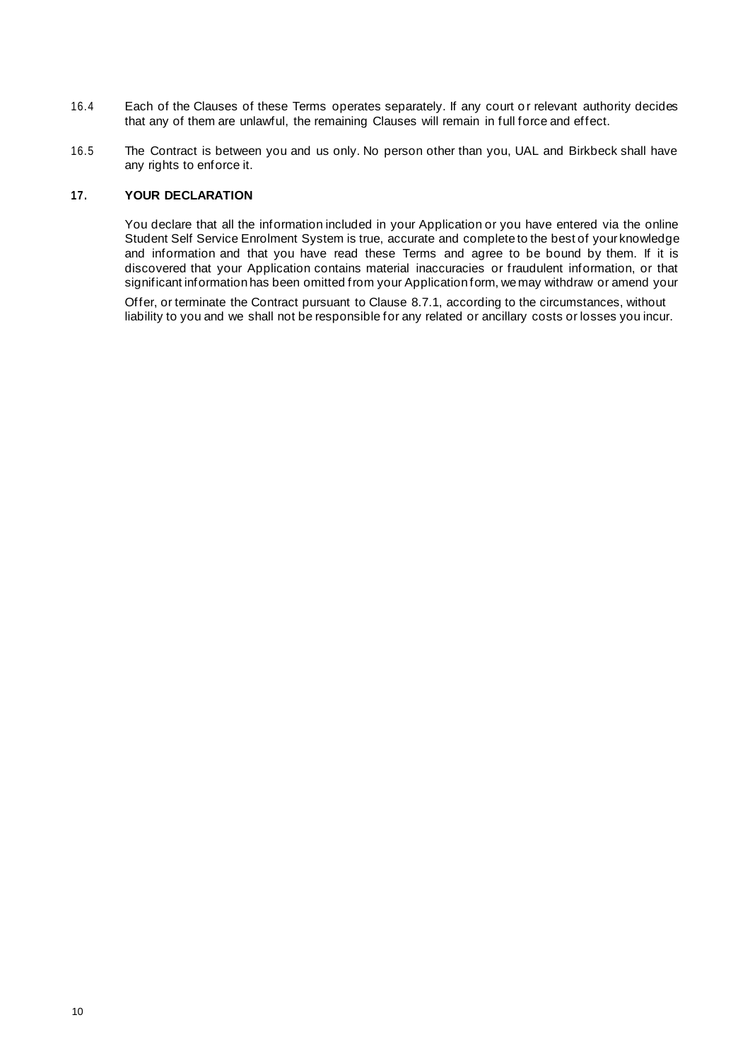16.4 Each of the Clauses of these Terms operates separately. If any court or relevant authority decides that any of them are unlawful, the remaining Clauses will remain in full force and effect.

16.5 The Contract is between you and us only. No person other than you, UAL and Birkbeck shall have any rights to enforce it.

## 17. YOUR DECLARATION

You declare that all the information included in your Application or you have entered via the online Student Self Service Enrolment System is true, accurate and complete to the best of your knowledge and information and that you have read these Terms and agree to be bound by them. If it is discovered that your Application contains material inaccuracies or fraudulent information, or that significant information has been omitted from your Application form, we may withdraw or amend your Offer, or terminate the Contract pursuant to Clause 8.7.1, according to the circumstances, without liability to you and we shall not be responsible for any related or ancillary costs or losses you incur.